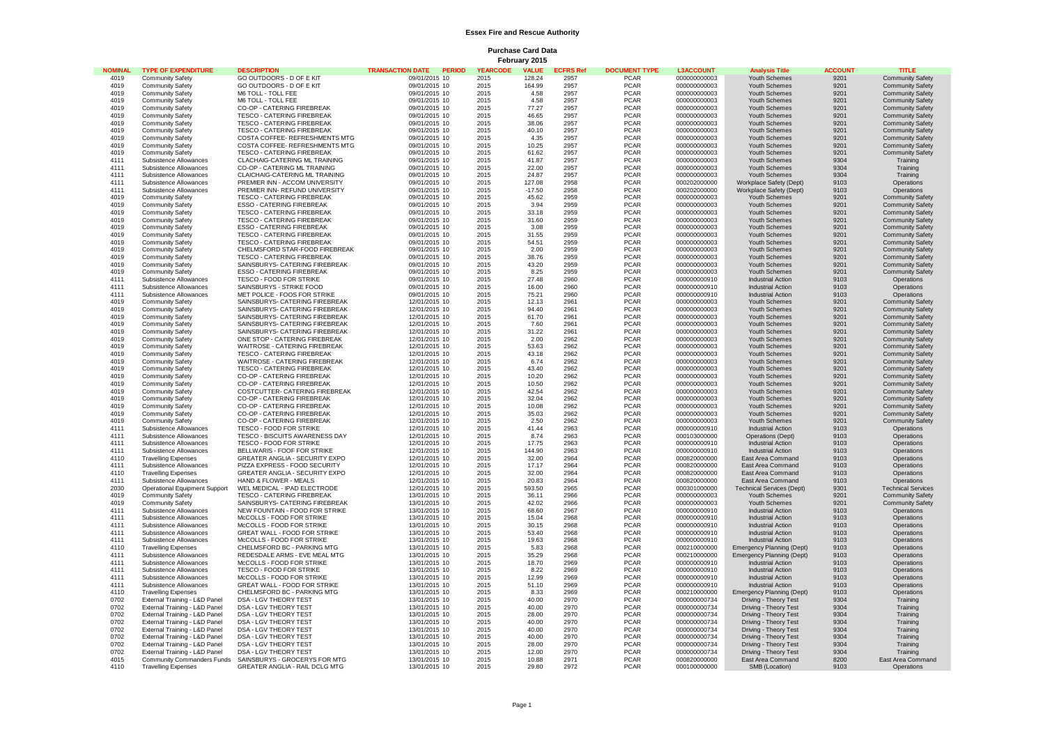# Essex Fire and Rescue Authority

## Purchase Card Data

### February 2015

| NOMINAL | TYPE OF EXPENDITURE | DESCRIPTION | TRANSACTION DATE | PERIOD | YEARCODE | VALUE | ECFRS Ref | DOCUMENT TYPE | L3ACCOUNT | Analysis Title | ACCOUNT | TITLE |
|---|---|---|---|---|---|---|---|---|---|---|---|---|
| 4019 | Community Safety | GO OUTDOORS - D OF E KIT | 09/01/2015 | 10 | 2015 | 128.24 | 2957 | PCAR | 000000000003 | Youth Schemes | 9201 | Community Safety |
| 4019 | Community Safety | GO OUTDOORS - D OF E KIT | 09/01/2015 | 10 | 2015 | 164.99 | 2957 | PCAR | 000000000003 | Youth Schemes | 9201 | Community Safety |
| 4019 | Community Safety | M6 TOLL - TOLL FEE | 09/01/2015 | 10 | 2015 | 4.58 | 2957 | PCAR | 000000000003 | Youth Schemes | 9201 | Community Safety |
| 4019 | Community Safety | M6 TOLL - TOLL FEE | 09/01/2015 | 10 | 2015 | 4.58 | 2957 | PCAR | 000000000003 | Youth Schemes | 9201 | Community Safety |
| 4019 | Community Safety | CO-OP - CATERING FIREBREAK | 09/01/2015 | 10 | 2015 | 77.27 | 2957 | PCAR | 000000000003 | Youth Schemes | 9201 | Community Safety |
| 4019 | Community Safety | TESCO - CATERING FIREBREAK | 09/01/2015 | 10 | 2015 | 46.65 | 2957 | PCAR | 000000000003 | Youth Schemes | 9201 | Community Safety |
| 4019 | Community Safety | TESCO - CATERING FIREBREAK | 09/01/2015 | 10 | 2015 | 38.06 | 2957 | PCAR | 000000000003 | Youth Schemes | 9201 | Community Safety |
| 4019 | Community Safety | TESCO - CATERING FIREBREAK | 09/01/2015 | 10 | 2015 | 40.10 | 2957 | PCAR | 000000000003 | Youth Schemes | 9201 | Community Safety |
| 4019 | Community Safety | COSTA COFFEE- REFRESHMENTS MTG | 09/01/2015 | 10 | 2015 | 4.35 | 2957 | PCAR | 000000000003 | Youth Schemes | 9201 | Community Safety |
| 4019 | Community Safety | COSTA COFFEE- REFRESHMENTS MTG | 09/01/2015 | 10 | 2015 | 10.25 | 2957 | PCAR | 000000000003 | Youth Schemes | 9201 | Community Safety |
| 4019 | Community Safety | TESCO - CATERING FIREBREAK | 09/01/2015 | 10 | 2015 | 61.62 | 2957 | PCAR | 000000000003 | Youth Schemes | 9201 | Community Safety |
| 4111 | Subsistence Allowances | CLACHAIG-CATERING ML TRAINING | 09/01/2015 | 10 | 2015 | 41.87 | 2957 | PCAR | 000000000003 | Youth Schemes | 9304 | Training |
| 4111 | Subsistence Allowances | CO-OP - CATERING ML TRAINING | 09/01/2015 | 10 | 2015 | 22.00 | 2957 | PCAR | 000000000003 | Youth Schemes | 9304 | Training |
| 4111 | Subsistence Allowances | CLAICHAIG-CATERING ML TRAINING | 09/01/2015 | 10 | 2015 | 24.87 | 2957 | PCAR | 000000000003 | Youth Schemes | 9304 | Training |
| 4111 | Subsistence Allowances | PREMIER INN - ACCOM UNIVERSITY | 09/01/2015 | 10 | 2015 | 127.08 | 2958 | PCAR | 000202000000 | Workplace Safety (Dept) | 9103 | Operations |
| 4111 | Subsistence Allowances | PREMIER INN- REFUND UNIVERSITY | 09/01/2015 | 10 | 2015 | -17.50 | 2958 | PCAR | 000202000000 | Workplace Safety (Dept) | 9103 | Operations |
| 4019 | Community Safety | TESCO - CATERING FIREBREAK | 09/01/2015 | 10 | 2015 | 45.62 | 2959 | PCAR | 000000000003 | Youth Schemes | 9201 | Community Safety |
| 4019 | Community Safety | ESSO - CATERING FIREBREAK | 09/01/2015 | 10 | 2015 | 3.94 | 2959 | PCAR | 000000000003 | Youth Schemes | 9201 | Community Safety |
| 4019 | Community Safety | TESCO - CATERING FIREBREAK | 09/01/2015 | 10 | 2015 | 33.18 | 2959 | PCAR | 000000000003 | Youth Schemes | 9201 | Community Safety |
| 4019 | Community Safety | TESCO - CATERING FIREBREAK | 09/01/2015 | 10 | 2015 | 31.60 | 2959 | PCAR | 000000000003 | Youth Schemes | 9201 | Community Safety |
| 4019 | Community Safety | ESSO - CATERING FIREBREAK | 09/01/2015 | 10 | 2015 | 3.08 | 2959 | PCAR | 000000000003 | Youth Schemes | 9201 | Community Safety |
| 4019 | Community Safety | TESCO - CATERING FIREBREAK | 09/01/2015 | 10 | 2015 | 31.55 | 2959 | PCAR | 000000000003 | Youth Schemes | 9201 | Community Safety |
| 4019 | Community Safety | TESCO - CATERING FIREBREAK | 09/01/2015 | 10 | 2015 | 54.51 | 2959 | PCAR | 000000000003 | Youth Schemes | 9201 | Community Safety |
| 4019 | Community Safety | CHELMSFORD STAR-FOOD FIREBREAK | 09/01/2015 | 10 | 2015 | 2.00 | 2959 | PCAR | 000000000003 | Youth Schemes | 9201 | Community Safety |
| 4019 | Community Safety | TESCO - CATERING FIREBREAK | 09/01/2015 | 10 | 2015 | 38.76 | 2959 | PCAR | 000000000003 | Youth Schemes | 9201 | Community Safety |
| 4019 | Community Safety | SAINSBURYS- CATERING FIREBREAK | 09/01/2015 | 10 | 2015 | 43.20 | 2959 | PCAR | 000000000003 | Youth Schemes | 9201 | Community Safety |
| 4019 | Community Safety | ESSO - CATERING FIREBREAK | 09/01/2015 | 10 | 2015 | 8.25 | 2959 | PCAR | 000000000003 | Youth Schemes | 9201 | Community Safety |
| 4111 | Subsistence Allowances | TESCO - FOOD FOR STRIKE | 09/01/2015 | 10 | 2015 | 27.48 | 2960 | PCAR | 000000000910 | Industrial Action | 9103 | Operations |
| 4111 | Subsistence Allowances | SAINSBURYS - STRIKE FOOD | 09/01/2015 | 10 | 2015 | 16.00 | 2960 | PCAR | 000000000910 | Industrial Action | 9103 | Operations |
| 4111 | Subsistence Allowances | MET POLICE - FOOS FOR STRIKE | 09/01/2015 | 10 | 2015 | 75.21 | 2960 | PCAR | 000000000910 | Industrial Action | 9103 | Operations |
| 4019 | Community Safety | SAINSBURYS- CATERING FIREBREAK | 12/01/2015 | 10 | 2015 | 12.13 | 2961 | PCAR | 000000000003 | Youth Schemes | 9201 | Community Safety |
| 4019 | Community Safety | SAINSBURYS- CATERING FIREBREAK | 12/01/2015 | 10 | 2015 | 94.40 | 2961 | PCAR | 000000000003 | Youth Schemes | 9201 | Community Safety |
| 4019 | Community Safety | SAINSBURYS- CATERING FIREBREAK | 12/01/2015 | 10 | 2015 | 61.70 | 2961 | PCAR | 000000000003 | Youth Schemes | 9201 | Community Safety |
| 4019 | Community Safety | SAINSBURYS- CATERING FIREBREAK | 12/01/2015 | 10 | 2015 | 7.60 | 2961 | PCAR | 000000000003 | Youth Schemes | 9201 | Community Safety |
| 4019 | Community Safety | SAINSBURYS- CATERING FIREBREAK | 12/01/2015 | 10 | 2015 | 31.22 | 2961 | PCAR | 000000000003 | Youth Schemes | 9201 | Community Safety |
| 4019 | Community Safety | ONE STOP - CATERING FIREBREAK | 12/01/2015 | 10 | 2015 | 2.00 | 2962 | PCAR | 000000000003 | Youth Schemes | 9201 | Community Safety |
| 4019 | Community Safety | WAITROSE - CATERING FIREBREAK | 12/01/2015 | 10 | 2015 | 53.63 | 2962 | PCAR | 000000000003 | Youth Schemes | 9201 | Community Safety |
| 4019 | Community Safety | TESCO - CATERING FIREBREAK | 12/01/2015 | 10 | 2015 | 43.18 | 2962 | PCAR | 000000000003 | Youth Schemes | 9201 | Community Safety |
| 4019 | Community Safety | WAITROSE - CATERING FIREBREAK | 12/01/2015 | 10 | 2015 | 6.74 | 2962 | PCAR | 000000000003 | Youth Schemes | 9201 | Community Safety |
| 4019 | Community Safety | TESCO - CATERING FIREBREAK | 12/01/2015 | 10 | 2015 | 43.40 | 2962 | PCAR | 000000000003 | Youth Schemes | 9201 | Community Safety |
| 4019 | Community Safety | CO-OP - CATERING FIREBREAK | 12/01/2015 | 10 | 2015 | 10.20 | 2962 | PCAR | 000000000003 | Youth Schemes | 9201 | Community Safety |
| 4019 | Community Safety | CO-OP - CATERING FIREBREAK | 12/01/2015 | 10 | 2015 | 10.50 | 2962 | PCAR | 000000000003 | Youth Schemes | 9201 | Community Safety |
| 4019 | Community Safety | COSTCUTTER- CATERING FIREBREAK | 12/01/2015 | 10 | 2015 | 42.54 | 2962 | PCAR | 000000000003 | Youth Schemes | 9201 | Community Safety |
| 4019 | Community Safety | CO-OP - CATERING FIREBREAK | 12/01/2015 | 10 | 2015 | 32.04 | 2962 | PCAR | 000000000003 | Youth Schemes | 9201 | Community Safety |
| 4019 | Community Safety | CO-OP - CATERING FIREBREAK | 12/01/2015 | 10 | 2015 | 10.08 | 2962 | PCAR | 000000000003 | Youth Schemes | 9201 | Community Safety |
| 4019 | Community Safety | CO-OP - CATERING FIREBREAK | 12/01/2015 | 10 | 2015 | 35.03 | 2962 | PCAR | 000000000003 | Youth Schemes | 9201 | Community Safety |
| 4019 | Community Safety | CO-OP - CATERING FIREBREAK | 12/01/2015 | 10 | 2015 | 2.50 | 2962 | PCAR | 000000000003 | Youth Schemes | 9201 | Community Safety |
| 4111 | Subsistence Allowances | TESCO - FOOD FOR STRIKE | 12/01/2015 | 10 | 2015 | 41.44 | 2963 | PCAR | 000000000910 | Industrial Action | 9103 | Operations |
| 4111 | Subsistence Allowances | TESCO - BISCUITS AWARENESS DAY | 12/01/2015 | 10 | 2015 | 8.74 | 2963 | PCAR | 000103000000 | Operations (Dept) | 9103 | Operations |
| 4111 | Subsistence Allowances | TESCO - FOOD FOR STRIKE | 12/01/2015 | 10 | 2015 | 17.75 | 2963 | PCAR | 000000000910 | Industrial Action | 9103 | Operations |
| 4111 | Subsistence Allowances | BELLWARIS - FOOF FOR STRIKE | 12/01/2015 | 10 | 2015 | 144.90 | 2963 | PCAR | 000000000910 | Industrial Action | 9103 | Operations |
| 4110 | Travelling Expenses | GREATER ANGLIA - SECURITY EXPO | 12/01/2015 | 10 | 2015 | 32.00 | 2964 | PCAR | 000820000000 | East Area Command | 9103 | Operations |
| 4111 | Subsistence Allowances | PIZZA EXPRESS - FOOD SECURITY | 12/01/2015 | 10 | 2015 | 17.17 | 2964 | PCAR | 000820000000 | East Area Command | 9103 | Operations |
| 4110 | Travelling Expenses | GREATER ANGLIA - SECURITY EXPO | 12/01/2015 | 10 | 2015 | 32.00 | 2964 | PCAR | 000820000000 | East Area Command | 9103 | Operations |
| 4111 | Subsistence Allowances | HAND & FLOWER - MEALS | 12/01/2015 | 10 | 2015 | 20.83 | 2964 | PCAR | 000820000000 | East Area Command | 9103 | Operations |
| 2030 | Operational Equipment Support | WEL MEDICAL - IPAD ELECTRODE | 12/01/2015 | 10 | 2015 | 593.50 | 2965 | PCAR | 000301000000 | Technical Services (Dept) | 9301 | Technical Services |
| 4019 | Community Safety | TESCO - CATERING FIREBREAK | 13/01/2015 | 10 | 2015 | 36.11 | 2966 | PCAR | 000000000003 | Youth Schemes | 9201 | Community Safety |
| 4019 | Community Safety | SAINSBURYS- CATERING FIREBREAK | 13/01/2015 | 10 | 2015 | 42.02 | 2966 | PCAR | 000000000003 | Youth Schemes | 9201 | Community Safety |
| 4111 | Subsistence Allowances | NEW FOUNTAIN - FOOD FOR STRIKE | 13/01/2015 | 10 | 2015 | 68.60 | 2967 | PCAR | 000000000910 | Industrial Action | 9103 | Operations |
| 4111 | Subsistence Allowances | McCOLLS - FOOD FOR STRIKE | 13/01/2015 | 10 | 2015 | 15.04 | 2968 | PCAR | 000000000910 | Industrial Action | 9103 | Operations |
| 4111 | Subsistence Allowances | McCOLLS - FOOD FOR STRIKE | 13/01/2015 | 10 | 2015 | 30.15 | 2968 | PCAR | 000000000910 | Industrial Action | 9103 | Operations |
| 4111 | Subsistence Allowances | GREAT WALL - FOOD FOR STRIKE | 13/01/2015 | 10 | 2015 | 53.40 | 2968 | PCAR | 000000000910 | Industrial Action | 9103 | Operations |
| 4111 | Subsistence Allowances | McCOLLS - FOOD FOR STRIKE | 13/01/2015 | 10 | 2015 | 19.63 | 2968 | PCAR | 000000000910 | Industrial Action | 9103 | Operations |
| 4110 | Travelling Expenses | CHELMSFORD BC - PARKING MTG | 13/01/2015 | 10 | 2015 | 5.83 | 2968 | PCAR | 000210000000 | Emergency Planning (Dept) | 9103 | Operations |
| 4111 | Subsistence Allowances | REDESDALE ARMS - EVE MEAL MTG | 13/01/2015 | 10 | 2015 | 35.29 | 2968 | PCAR | 000210000000 | Emergency Planning (Dept) | 9103 | Operations |
| 4111 | Subsistence Allowances | McCOLLS - FOOD FOR STRIKE | 13/01/2015 | 10 | 2015 | 18.70 | 2969 | PCAR | 000000000910 | Industrial Action | 9103 | Operations |
| 4111 | Subsistence Allowances | TESCO - FOOD FOR STRIKE | 13/01/2015 | 10 | 2015 | 8.22 | 2969 | PCAR | 000000000910 | Industrial Action | 9103 | Operations |
| 4111 | Subsistence Allowances | McCOLLS - FOOD FOR STRIKE | 13/01/2015 | 10 | 2015 | 12.99 | 2969 | PCAR | 000000000910 | Industrial Action | 9103 | Operations |
| 4111 | Subsistence Allowances | GREAT WALL - FOOD FOR STRIKE | 13/01/2015 | 10 | 2015 | 51.10 | 2969 | PCAR | 000000000910 | Industrial Action | 9103 | Operations |
| 4110 | Travelling Expenses | CHELMSFORD BC - PARKING MTG | 13/01/2015 | 10 | 2015 | 8.33 | 2969 | PCAR | 000210000000 | Emergency Planning (Dept) | 9103 | Operations |
| 0702 | External Training - L&D Panel | DSA - LGV THEORY TEST | 13/01/2015 | 10 | 2015 | 40.00 | 2970 | PCAR | 000000000734 | Driving - Theory Test | 9304 | Training |
| 0702 | External Training - L&D Panel | DSA - LGV THEORY TEST | 13/01/2015 | 10 | 2015 | 40.00 | 2970 | PCAR | 000000000734 | Driving - Theory Test | 9304 | Training |
| 0702 | External Training - L&D Panel | DSA - LGV THEORY TEST | 13/01/2015 | 10 | 2015 | 28.00 | 2970 | PCAR | 000000000734 | Driving - Theory Test | 9304 | Training |
| 0702 | External Training - L&D Panel | DSA - LGV THEORY TEST | 13/01/2015 | 10 | 2015 | 40.00 | 2970 | PCAR | 000000000734 | Driving - Theory Test | 9304 | Training |
| 0702 | External Training - L&D Panel | DSA - LGV THEORY TEST | 13/01/2015 | 10 | 2015 | 40.00 | 2970 | PCAR | 000000000734 | Driving - Theory Test | 9304 | Training |
| 0702 | External Training - L&D Panel | DSA - LGV THEORY TEST | 13/01/2015 | 10 | 2015 | 40.00 | 2970 | PCAR | 000000000734 | Driving - Theory Test | 9304 | Training |
| 0702 | External Training - L&D Panel | DSA - LGV THEORY TEST | 13/01/2015 | 10 | 2015 | 28.00 | 2970 | PCAR | 000000000734 | Driving - Theory Test | 9304 | Training |
| 0702 | External Training - L&D Panel | DSA - LGV THEORY TEST | 13/01/2015 | 10 | 2015 | 12.00 | 2970 | PCAR | 000000000734 | Driving - Theory Test | 9304 | Training |
| 4015 | Community Commanders Funds | SAINSBURYS - GROCERYS FOR MTG | 13/01/2015 | 10 | 2015 | 10.88 | 2971 | PCAR | 000820000000 | East Area Command | 8200 | East Area Command |
| 4110 | Travelling Expenses | GREATER ANGLIA - RAIL DCLG MTG | 13/01/2015 | 10 | 2015 | 29.80 | 2972 | PCAR | 000100000000 | SMB (Location) | 9103 | Operations |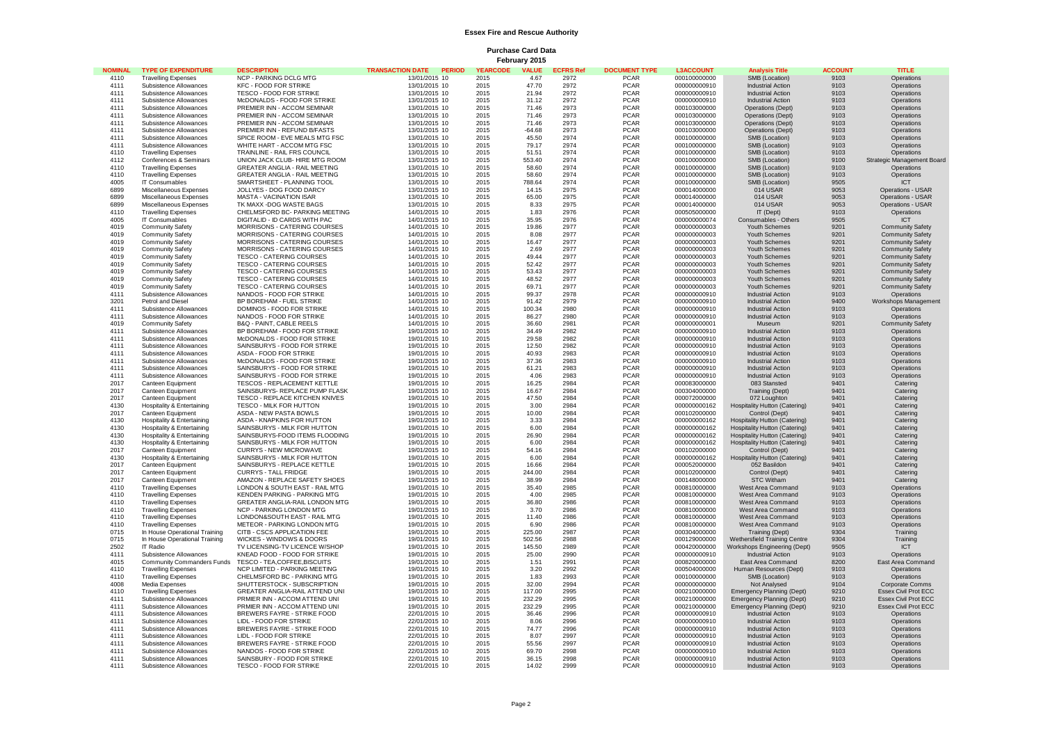# Essex Fire and Rescue Authority

## Purchase Card Data

### February 2015

| NOMINAL | TYPE OF EXPENDITURE | DESCRIPTION | TRANSACTION DATE | PERIOD | YEARCODE | VALUE | ECFRS Ref | DOCUMENT TYPE | L3ACCOUNT | Analysis Title | ACCOUNT | TITLE |
|---|---|---|---|---|---|---|---|---|---|---|---|---|
| 4110 | Travelling Expenses | NCP - PARKING DCLG MTG | 13/01/2015 | 10 | 2015 | 4.67 | 2972 | PCAR | 000100000000 | SMB (Location) | 9103 | Operations |
| 4111 | Subsistence Allowances | KFC - FOOD FOR STRIKE | 13/01/2015 | 10 | 2015 | 47.70 | 2972 | PCAR | 000000000910 | Industrial Action | 9103 | Operations |
| 4111 | Subsistence Allowances | TESCO - FOOD FOR STRIKE | 13/01/2015 | 10 | 2015 | 21.94 | 2972 | PCAR | 000000000910 | Industrial Action | 9103 | Operations |
| 4111 | Subsistence Allowances | McDONALDS - FOOD FOR STRIKE | 13/01/2015 | 10 | 2015 | 31.12 | 2972 | PCAR | 000000000910 | Industrial Action | 9103 | Operations |
| 4111 | Subsistence Allowances | PREMIER INN - ACCOM SEMINAR | 13/01/2015 | 10 | 2015 | 71.46 | 2973 | PCAR | 000103000000 | Operations (Dept) | 9103 | Operations |
| 4111 | Subsistence Allowances | PREMIER INN - ACCOM SEMINAR | 13/01/2015 | 10 | 2015 | 71.46 | 2973 | PCAR | 000103000000 | Operations (Dept) | 9103 | Operations |
| 4111 | Subsistence Allowances | PREMIER INN - ACCOM SEMINAR | 13/01/2015 | 10 | 2015 | 71.46 | 2973 | PCAR | 000103000000 | Operations (Dept) | 9103 | Operations |
| 4111 | Subsistence Allowances | PREMIER INN - REFUND B/FASTS | 13/01/2015 | 10 | 2015 | -64.68 | 2973 | PCAR | 000103000000 | Operations (Dept) | 9103 | Operations |
| 4111 | Subsistence Allowances | SPICE ROOM - EVE MEALS MTG FSC | 13/01/2015 | 10 | 2015 | 45.50 | 2974 | PCAR | 000100000000 | SMB (Location) | 9103 | Operations |
| 4111 | Subsistence Allowances | WHITE HART - ACCOM MTG FSC | 13/01/2015 | 10 | 2015 | 79.17 | 2974 | PCAR | 000100000000 | SMB (Location) | 9103 | Operations |
| 4110 | Travelling Expenses | TRAINLINE - RAIL FRS COUNCIL | 13/01/2015 | 10 | 2015 | 51.51 | 2974 | PCAR | 000100000000 | SMB (Location) | 9103 | Operations |
| 4112 | Conferences & Seminars | UNION JACK CLUB- HIRE MTG ROOM | 13/01/2015 | 10 | 2015 | 553.40 | 2974 | PCAR | 000100000000 | SMB (Location) | 9100 | Strategic Management Board |
| 4110 | Travelling Expenses | GREATER ANGLIA - RAIL MEETING | 13/01/2015 | 10 | 2015 | 58.60 | 2974 | PCAR | 000100000000 | SMB (Location) | 9103 | Operations |
| 4110 | Travelling Expenses | GREATER ANGLIA - RAIL MEETING | 13/01/2015 | 10 | 2015 | 58.60 | 2974 | PCAR | 000100000000 | SMB (Location) | 9103 | Operations |
| 4005 | IT Consumables | SMARTSHEET - PLANNING TOOL | 13/01/2015 | 10 | 2015 | 788.64 | 2974 | PCAR | 000100000000 | SMB (Location) | 9505 | ICT |
| 6899 | Miscellaneous Expenses | JOLLYES - DOG FOOD DARCY | 13/01/2015 | 10 | 2015 | 14.15 | 2975 | PCAR | 000014000000 | 014 USAR | 9053 | Operations - USAR |
| 6899 | Miscellaneous Expenses | MASTA - VACINATION ISAR | 13/01/2015 | 10 | 2015 | 65.00 | 2975 | PCAR | 000014000000 | 014 USAR | 9053 | Operations - USAR |
| 6899 | Miscellaneous Expenses | TK MAXX -DOG WASTE BAGS | 13/01/2015 | 10 | 2015 | 8.33 | 2975 | PCAR | 000014000000 | 014 USAR | 9053 | Operations - USAR |
| 4110 | Travelling Expenses | CHELMSFORD BC- PARKING MEETING | 14/01/2015 | 10 | 2015 | 1.83 | 2976 | PCAR | 000505000000 | IT (Dept) | 9103 | Operations |
| 4005 | IT Consumables | DIGITALID - ID CARDS WITH PAC | 14/01/2015 | 10 | 2015 | 35.95 | 2976 | PCAR | 000000000074 | Consumables - Others | 9505 | ICT |
| 4019 | Community Safety | MORRISONS - CATERING COURSES | 14/01/2015 | 10 | 2015 | 19.86 | 2977 | PCAR | 000000000003 | Youth Schemes | 9201 | Community Safety |
| 4019 | Community Safety | MORRISONS - CATERING COURSES | 14/01/2015 | 10 | 2015 | 8.08 | 2977 | PCAR | 000000000003 | Youth Schemes | 9201 | Community Safety |
| 4019 | Community Safety | MORRISONS - CATERING COURSES | 14/01/2015 | 10 | 2015 | 16.47 | 2977 | PCAR | 000000000003 | Youth Schemes | 9201 | Community Safety |
| 4019 | Community Safety | MORRISONS - CATERING COURSES | 14/01/2015 | 10 | 2015 | 2.69 | 2977 | PCAR | 000000000003 | Youth Schemes | 9201 | Community Safety |
| 4019 | Community Safety | TESCO - CATERING COURSES | 14/01/2015 | 10 | 2015 | 49.44 | 2977 | PCAR | 000000000003 | Youth Schemes | 9201 | Community Safety |
| 4019 | Community Safety | TESCO - CATERING COURSES | 14/01/2015 | 10 | 2015 | 52.42 | 2977 | PCAR | 000000000003 | Youth Schemes | 9201 | Community Safety |
| 4019 | Community Safety | TESCO - CATERING COURSES | 14/01/2015 | 10 | 2015 | 53.43 | 2977 | PCAR | 000000000003 | Youth Schemes | 9201 | Community Safety |
| 4019 | Community Safety | TESCO - CATERING COURSES | 14/01/2015 | 10 | 2015 | 48.52 | 2977 | PCAR | 000000000003 | Youth Schemes | 9201 | Community Safety |
| 4019 | Community Safety | TESCO - CATERING COURSES | 14/01/2015 | 10 | 2015 | 69.71 | 2977 | PCAR | 000000000003 | Youth Schemes | 9201 | Community Safety |
| 4111 | Subsistence Allowances | NANDOS - FOOD FOR STRIKE | 14/01/2015 | 10 | 2015 | 99.37 | 2978 | PCAR | 000000000910 | Industrial Action | 9103 | Operations |
| 3201 | Petrol and Diesel | BP BOREHAM - FUEL STRIKE | 14/01/2015 | 10 | 2015 | 91.42 | 2979 | PCAR | 000000000910 | Industrial Action | 9400 | Workshops Management |
| 4111 | Subsistence Allowances | DOMINOS - FOOD FOR STRIKE | 14/01/2015 | 10 | 2015 | 100.34 | 2980 | PCAR | 000000000910 | Industrial Action | 9103 | Operations |
| 4111 | Subsistence Allowances | NANDOS - FOOD FOR STRIKE | 14/01/2015 | 10 | 2015 | 86.27 | 2980 | PCAR | 000000000910 | Industrial Action | 9103 | Operations |
| 4019 | Community Safety | B&Q - PAINT, CABLE REELS | 14/01/2015 | 10 | 2015 | 36.60 | 2981 | PCAR | 000000000001 | Museum | 9201 | Community Safety |
| 4111 | Subsistence Allowances | BP BOREHAM - FOOD FOR STRIKE | 19/01/2015 | 10 | 2015 | 34.49 | 2982 | PCAR | 000000000910 | Industrial Action | 9103 | Operations |
| 4111 | Subsistence Allowances | McDONALDS - FOOD FOR STRIKE | 19/01/2015 | 10 | 2015 | 29.58 | 2982 | PCAR | 000000000910 | Industrial Action | 9103 | Operations |
| 4111 | Subsistence Allowances | SAINSBURYS - FOOD FOR STRIKE | 19/01/2015 | 10 | 2015 | 12.50 | 2982 | PCAR | 000000000910 | Industrial Action | 9103 | Operations |
| 4111 | Subsistence Allowances | ASDA - FOOD FOR STRIKE | 19/01/2015 | 10 | 2015 | 40.93 | 2983 | PCAR | 000000000910 | Industrial Action | 9103 | Operations |
| 4111 | Subsistence Allowances | McDONALDS - FOOD FOR STRIKE | 19/01/2015 | 10 | 2015 | 37.36 | 2983 | PCAR | 000000000910 | Industrial Action | 9103 | Operations |
| 4111 | Subsistence Allowances | SAINSBURYS - FOOD FOR STRIKE | 19/01/2015 | 10 | 2015 | 61.21 | 2983 | PCAR | 000000000910 | Industrial Action | 9103 | Operations |
| 4111 | Subsistence Allowances | SAINSBURYS - FOOD FOR STRIKE | 19/01/2015 | 10 | 2015 | 4.06 | 2983 | PCAR | 000000000910 | Industrial Action | 9103 | Operations |
| 2017 | Canteen Equipment | TESCOS - REPLACEMENT KETTLE | 19/01/2015 | 10 | 2015 | 16.25 | 2984 | PCAR | 000083000000 | 083 Stansted | 9401 | Catering |
| 2017 | Canteen Equipment | SAINSBURYS- REPLACE PUMP FLASK | 19/01/2015 | 10 | 2015 | 16.67 | 2984 | PCAR | 000304000000 | Training (Dept) | 9401 | Catering |
| 2017 | Canteen Equipment | TESCO - REPLACE KITCHEN KNIVES | 19/01/2015 | 10 | 2015 | 47.50 | 2984 | PCAR | 000072000000 | 072 Loughton | 9401 | Catering |
| 4130 | Hospitality & Entertaining | TESCO - MILK FOR HUTTON | 19/01/2015 | 10 | 2015 | 3.00 | 2984 | PCAR | 000000000162 | Hospitality Hutton (Catering) | 9401 | Catering |
| 2017 | Canteen Equipment | ASDA - NEW PASTA BOWLS | 19/01/2015 | 10 | 2015 | 10.00 | 2984 | PCAR | 000102000000 | Control (Dept) | 9401 | Catering |
| 4130 | Hospitality & Entertaining | ASDA - KNAPKINS FOR HUTTON | 19/01/2015 | 10 | 2015 | 3.33 | 2984 | PCAR | 000000000162 | Hospitality Hutton (Catering) | 9401 | Catering |
| 4130 | Hospitality & Entertaining | SAINSBURYS - MILK FOR HUTTON | 19/01/2015 | 10 | 2015 | 6.00 | 2984 | PCAR | 000000000162 | Hospitality Hutton (Catering) | 9401 | Catering |
| 4130 | Hospitality & Entertaining | SAINSBURYS-FOOD ITEMS FLOODING | 19/01/2015 | 10 | 2015 | 26.90 | 2984 | PCAR | 000000000162 | Hospitality Hutton (Catering) | 9401 | Catering |
| 4130 | Hospitality & Entertaining | SAINSBURYS - MILK FOR HUTTON | 19/01/2015 | 10 | 2015 | 6.00 | 2984 | PCAR | 000000000162 | Hospitality Hutton (Catering) | 9401 | Catering |
| 2017 | Canteen Equipment | CURRYS - NEW MICROWAVE | 19/01/2015 | 10 | 2015 | 54.16 | 2984 | PCAR | 000102000000 | Control (Dept) | 9401 | Catering |
| 4130 | Hospitality & Entertaining | SAINSBURYS - MILK FOR HUTTON | 19/01/2015 | 10 | 2015 | 6.00 | 2984 | PCAR | 000000000162 | Hospitality Hutton (Catering) | 9401 | Catering |
| 2017 | Canteen Equipment | SAINSBURYS - REPLACE KETTLE | 19/01/2015 | 10 | 2015 | 16.66 | 2984 | PCAR | 000052000000 | 052 Basildon | 9401 | Catering |
| 2017 | Canteen Equipment | CURRYS - TALL FRIDGE | 19/01/2015 | 10 | 2015 | 244.00 | 2984 | PCAR | 000102000000 | Control (Dept) | 9401 | Catering |
| 2017 | Canteen Equipment | AMAZON - REPLACE SAFETY SHOES | 19/01/2015 | 10 | 2015 | 38.99 | 2984 | PCAR | 000148000000 | STC Witham | 9401 | Catering |
| 4110 | Travelling Expenses | LONDON & SOUTH EAST - RAIL MTG | 19/01/2015 | 10 | 2015 | 35.40 | 2985 | PCAR | 000810000000 | West Area Command | 9103 | Operations |
| 4110 | Travelling Expenses | KENDEN PARKING - PARKING MTG | 19/01/2015 | 10 | 2015 | 4.00 | 2985 | PCAR | 000810000000 | West Area Command | 9103 | Operations |
| 4110 | Travelling Expenses | GREATER ANGLIA-RAIL LONDON MTG | 19/01/2015 | 10 | 2015 | 36.80 | 2986 | PCAR | 000810000000 | West Area Command | 9103 | Operations |
| 4110 | Travelling Expenses | NCP - PARKING LONDON MTG | 19/01/2015 | 10 | 2015 | 3.70 | 2986 | PCAR | 000810000000 | West Area Command | 9103 | Operations |
| 4110 | Travelling Expenses | LONDON&SOUTH EAST - RAIL MTG | 19/01/2015 | 10 | 2015 | 11.40 | 2986 | PCAR | 000810000000 | West Area Command | 9103 | Operations |
| 4110 | Travelling Expenses | METEOR - PARKING LONDON MTG | 19/01/2015 | 10 | 2015 | 6.90 | 2986 | PCAR | 000810000000 | West Area Command | 9103 | Operations |
| 0715 | In House Operational Training | CITB - CSCS APPLICATION FEE | 19/01/2015 | 10 | 2015 | 225.00 | 2987 | PCAR | 000304000000 | Training (Dept) | 9304 | Training |
| 0715 | In House Operational Training | WICKES - WINDOWS & DOORS | 19/01/2015 | 10 | 2015 | 502.56 | 2988 | PCAR | 000129000000 | Wethersfield Training Centre | 9304 | Training |
| 2502 | IT Radio | TV LICENSING-TV LICENCE W/SHOP | 19/01/2015 | 10 | 2015 | 145.50 | 2989 | PCAR | 000420000000 | Workshops Engineering (Dept) | 9505 | ICT |
| 4111 | Subsistence Allowances | KNEAD FOOD - FOOD FOR STRIKE | 19/01/2015 | 10 | 2015 | 25.00 | 2990 | PCAR | 000000000910 | Industrial Action | 9103 | Operations |
| 4015 | Community Commanders Funds | TESCO - TEA,COFFEE,BISCUITS | 19/01/2015 | 10 | 2015 | 1.51 | 2991 | PCAR | 000820000000 | East Area Command | 8200 | East Area Command |
| 4110 | Travelling Expenses | NCP LIMITED - PARKING MEETING | 19/01/2015 | 10 | 2015 | 3.20 | 2992 | PCAR | 000504000000 | Human Resources (Dept) | 9103 | Operations |
| 4110 | Travelling Expenses | CHELMSFORD BC - PARKING MTG | 19/01/2015 | 10 | 2015 | 1.83 | 2993 | PCAR | 000100000000 | SMB (Location) | 9103 | Operations |
| 4008 | Media Expenses | SHUTTERSTOCK - SUBSCRIPTION | 19/01/2015 | 10 | 2015 | 32.00 | 2994 | PCAR | 000000000000 | Not Analysed | 9104 | Corporate Comms |
| 4110 | Travelling Expenses | GREATER ANGLIA-RAIL ATTEND UNI | 19/01/2015 | 10 | 2015 | 117.00 | 2995 | PCAR | 000210000000 | Emergency Planning (Dept) | 9210 | Essex Civil Prot ECC |
| 4111 | Subsistence Allowances | PRMIER INN - ACCOM ATTEND UNI | 19/01/2015 | 10 | 2015 | 232.29 | 2995 | PCAR | 000210000000 | Emergency Planning (Dept) | 9210 | Essex Civil Prot ECC |
| 4111 | Subsistence Allowances | PRMIER INN - ACCOM ATTEND UNI | 19/01/2015 | 10 | 2015 | 232.29 | 2995 | PCAR | 000210000000 | Emergency Planning (Dept) | 9210 | Essex Civil Prot ECC |
| 4111 | Subsistence Allowances | BREWERS FAYRE - STRIKE FOOD | 22/01/2015 | 10 | 2015 | 36.46 | 2996 | PCAR | 000000000910 | Industrial Action | 9103 | Operations |
| 4111 | Subsistence Allowances | LIDL - FOOD FOR STRIKE | 22/01/2015 | 10 | 2015 | 8.06 | 2996 | PCAR | 000000000910 | Industrial Action | 9103 | Operations |
| 4111 | Subsistence Allowances | BREWERS FAYRE - STRIKE FOOD | 22/01/2015 | 10 | 2015 | 74.77 | 2996 | PCAR | 000000000910 | Industrial Action | 9103 | Operations |
| 4111 | Subsistence Allowances | LIDL - FOOD FOR STRIKE | 22/01/2015 | 10 | 2015 | 8.07 | 2997 | PCAR | 000000000910 | Industrial Action | 9103 | Operations |
| 4111 | Subsistence Allowances | BREWERS FAYRE - STRIKE FOOD | 22/01/2015 | 10 | 2015 | 55.56 | 2997 | PCAR | 000000000910 | Industrial Action | 9103 | Operations |
| 4111 | Subsistence Allowances | NANDOS - FOOD FOR STRIKE | 22/01/2015 | 10 | 2015 | 69.70 | 2998 | PCAR | 000000000910 | Industrial Action | 9103 | Operations |
| 4111 | Subsistence Allowances | SAINSBURY - FOOD FOR STRIKE | 22/01/2015 | 10 | 2015 | 36.15 | 2998 | PCAR | 000000000910 | Industrial Action | 9103 | Operations |
| 4111 | Subsistence Allowances | TESCO - FOOD FOR STRIKE | 22/01/2015 | 10 | 2015 | 14.02 | 2999 | PCAR | 000000000910 | Industrial Action | 9103 | Operations |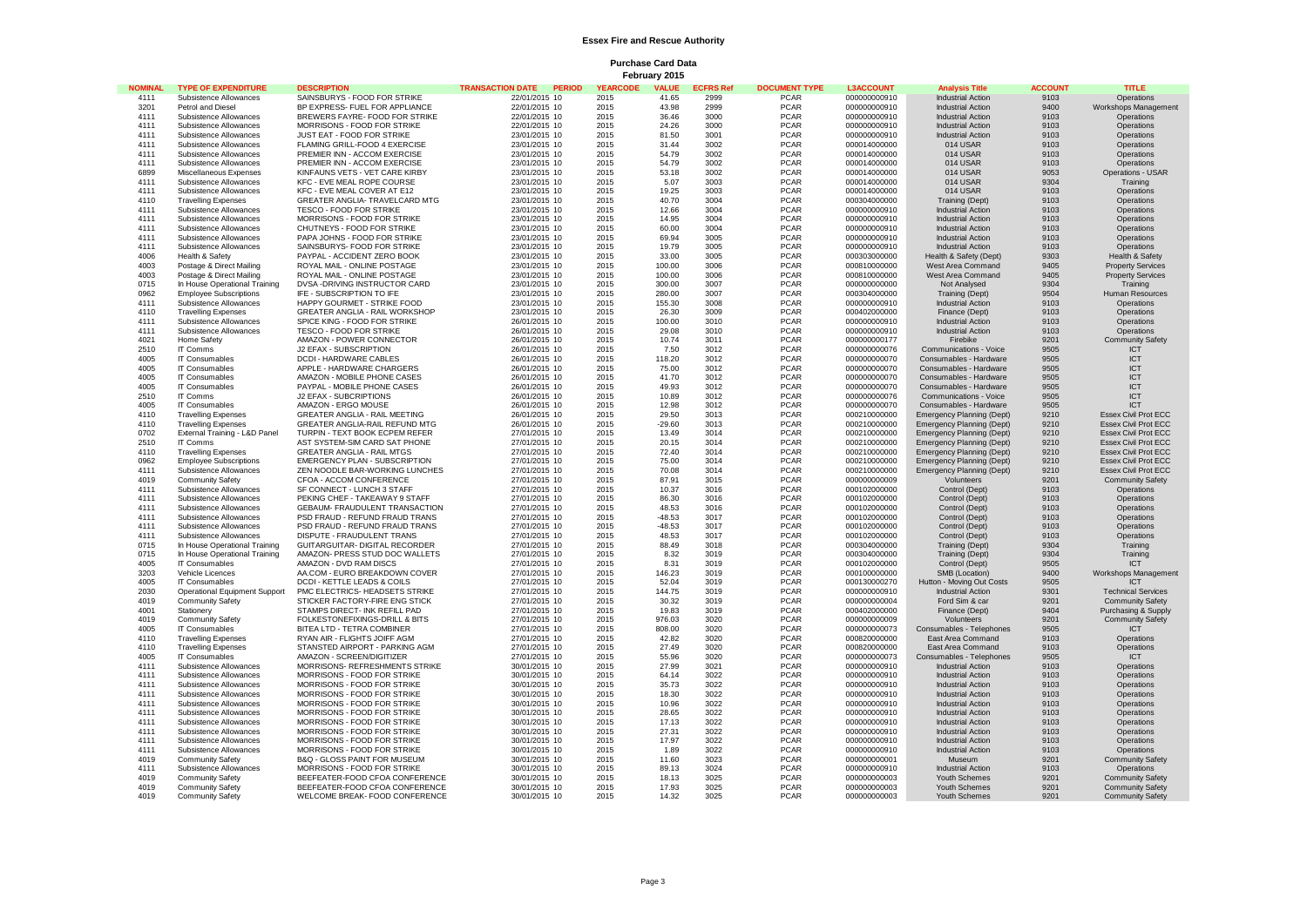# Essex Fire and Rescue Authority

## Purchase Card Data

### February 2015

| NOMINAL | TYPE OF EXPENDITURE | DESCRIPTION | TRANSACTION DATE | PERIOD | YEARCODE | VALUE | ECFRS Ref | DOCUMENT TYPE | L3ACCOUNT | Analysis Title | ACCOUNT | TITLE |
|---|---|---|---|---|---|---|---|---|---|---|---|---|
| 4111 | Subsistence Allowances | SAINSBURYS - FOOD FOR STRIKE | 22/01/2015 | 10 | 2015 | 41.65 | 2999 | PCAR | 000000000910 | Industrial Action | 9103 | Operations |
| 3201 | Petrol and Diesel | BP EXPRESS- FUEL FOR APPLIANCE | 22/01/2015 | 10 | 2015 | 43.98 | 2999 | PCAR | 000000000910 | Industrial Action | 9400 | Workshops Management |
| 4111 | Subsistence Allowances | BREWERS FAYRE- FOOD FOR STRIKE | 22/01/2015 | 10 | 2015 | 36.46 | 3000 | PCAR | 000000000910 | Industrial Action | 9103 | Operations |
| 4111 | Subsistence Allowances | MORRISONS - FOOD FOR STRIKE | 22/01/2015 | 10 | 2015 | 24.26 | 3000 | PCAR | 000000000910 | Industrial Action | 9103 | Operations |
| 4111 | Subsistence Allowances | JUST EAT - FOOD FOR STRIKE | 23/01/2015 | 10 | 2015 | 81.50 | 3001 | PCAR | 000000000910 | Industrial Action | 9103 | Operations |
| 4111 | Subsistence Allowances | FLAMING GRILL-FOOD 4 EXERCISE | 23/01/2015 | 10 | 2015 | 31.44 | 3002 | PCAR | 000014000000 | 014 USAR | 9103 | Operations |
| 4111 | Subsistence Allowances | PREMIER INN - ACCOM EXERCISE | 23/01/2015 | 10 | 2015 | 54.79 | 3002 | PCAR | 000014000000 | 014 USAR | 9103 | Operations |
| 4111 | Subsistence Allowances | PREMIER INN - ACCOM EXERCISE | 23/01/2015 | 10 | 2015 | 54.79 | 3002 | PCAR | 000014000000 | 014 USAR | 9103 | Operations |
| 6899 | Miscellaneous Expenses | KINFAUNS VETS - VET CARE KIRBY | 23/01/2015 | 10 | 2015 | 53.18 | 3002 | PCAR | 000014000000 | 014 USAR | 9053 | Operations - USAR |
| 4111 | Subsistence Allowances | KFC - EVE MEAL ROPE COURSE | 23/01/2015 | 10 | 2015 | 5.07 | 3003 | PCAR | 000014000000 | 014 USAR | 9304 | Training |
| 4111 | Subsistence Allowances | KFC - EVE MEAL COVER AT E12 | 23/01/2015 | 10 | 2015 | 19.25 | 3003 | PCAR | 000014000000 | 014 USAR | 9103 | Operations |
| 4110 | Travelling Expenses | GREATER ANGLIA- TRAVELCARD MTG | 23/01/2015 | 10 | 2015 | 40.70 | 3004 | PCAR | 000304000000 | Training (Dept) | 9103 | Operations |
| 4111 | Subsistence Allowances | TESCO - FOOD FOR STRIKE | 23/01/2015 | 10 | 2015 | 12.66 | 3004 | PCAR | 000000000910 | Industrial Action | 9103 | Operations |
| 4111 | Subsistence Allowances | MORRISONS - FOOD FOR STRIKE | 23/01/2015 | 10 | 2015 | 14.95 | 3004 | PCAR | 000000000910 | Industrial Action | 9103 | Operations |
| 4111 | Subsistence Allowances | CHUTNEYS - FOOD FOR STRIKE | 23/01/2015 | 10 | 2015 | 60.00 | 3004 | PCAR | 000000000910 | Industrial Action | 9103 | Operations |
| 4111 | Subsistence Allowances | PAPA JOHNS - FOOD FOR STRIKE | 23/01/2015 | 10 | 2015 | 69.94 | 3005 | PCAR | 000000000910 | Industrial Action | 9103 | Operations |
| 4111 | Subsistence Allowances | SAINSBURYS- FOOD FOR STRIKE | 23/01/2015 | 10 | 2015 | 19.79 | 3005 | PCAR | 000000000910 | Industrial Action | 9103 | Operations |
| 4006 | Health & Safety | PAYPAL - ACCIDENT ZERO BOOK | 23/01/2015 | 10 | 2015 | 33.00 | 3005 | PCAR | 000303000000 | Health & Safety (Dept) | 9303 | Health & Safety |
| 4003 | Postage & Direct Mailing | ROYAL MAIL - ONLINE POSTAGE | 23/01/2015 | 10 | 2015 | 100.00 | 3006 | PCAR | 000810000000 | West Area Command | 9405 | Property Services |
| 4003 | Postage & Direct Mailing | ROYAL MAIL - ONLINE POSTAGE | 23/01/2015 | 10 | 2015 | 100.00 | 3006 | PCAR | 000810000000 | West Area Command | 9405 | Property Services |
| 0715 | In House Operational Training | DVSA -DRIVING INSTRUCTOR CARD | 23/01/2015 | 10 | 2015 | 300.00 | 3007 | PCAR | 000000000000 | Not Analysed | 9304 | Training |
| 0962 | Employee Subscriptions | IFE - SUBSCRIPTION TO IFE | 23/01/2015 | 10 | 2015 | 280.00 | 3007 | PCAR | 000304000000 | Training (Dept) | 9504 | Human Resources |
| 4111 | Subsistence Allowances | HAPPY GOURMET - STRIKE FOOD | 23/01/2015 | 10 | 2015 | 155.30 | 3008 | PCAR | 000000000910 | Industrial Action | 9103 | Operations |
| 4110 | Travelling Expenses | GREATER ANGLIA - RAIL WORKSHOP | 23/01/2015 | 10 | 2015 | 26.30 | 3009 | PCAR | 000402000000 | Finance (Dept) | 9103 | Operations |
| 4111 | Subsistence Allowances | SPICE KING - FOOD FOR STRIKE | 26/01/2015 | 10 | 2015 | 100.00 | 3010 | PCAR | 000000000910 | Industrial Action | 9103 | Operations |
| 4111 | Subsistence Allowances | TESCO - FOOD FOR STRIKE | 26/01/2015 | 10 | 2015 | 29.08 | 3010 | PCAR | 000000000910 | Industrial Action | 9103 | Operations |
| 4021 | Home Safety | AMAZON - POWER CONNECTOR | 26/01/2015 | 10 | 2015 | 10.74 | 3011 | PCAR | 000000000177 | Firebike | 9201 | Community Safety |
| 2510 | IT Comms | J2 EFAX - SUBSCRIPTION | 26/01/2015 | 10 | 2015 | 7.50 | 3012 | PCAR | 000000000076 | Communications - Voice | 9505 | ICT |
| 4005 | IT Consumables | DCDI - HARDWARE CABLES | 26/01/2015 | 10 | 2015 | 118.20 | 3012 | PCAR | 000000000070 | Consumables - Hardware | 9505 | ICT |
| 4005 | IT Consumables | APPLE - HARDWARE CHARGERS | 26/01/2015 | 10 | 2015 | 75.00 | 3012 | PCAR | 000000000070 | Consumables - Hardware | 9505 | ICT |
| 4005 | IT Consumables | AMAZON - MOBILE PHONE CASES | 26/01/2015 | 10 | 2015 | 41.70 | 3012 | PCAR | 000000000070 | Consumables - Hardware | 9505 | ICT |
| 4005 | IT Consumables | PAYPAL - MOBILE PHONE CASES | 26/01/2015 | 10 | 2015 | 49.93 | 3012 | PCAR | 000000000070 | Consumables - Hardware | 9505 | ICT |
| 2510 | IT Comms | J2 EFAX - SUBCRIPTIONS | 26/01/2015 | 10 | 2015 | 10.89 | 3012 | PCAR | 000000000076 | Communications - Voice | 9505 | ICT |
| 4005 | IT Consumables | AMAZON - ERGO MOUSE | 26/01/2015 | 10 | 2015 | 12.98 | 3012 | PCAR | 000000000070 | Consumables - Hardware | 9505 | ICT |
| 4110 | Travelling Expenses | GREATER ANGLIA - RAIL MEETING | 26/01/2015 | 10 | 2015 | 29.50 | 3013 | PCAR | 000210000000 | Emergency Planning (Dept) | 9210 | Essex Civil Prot ECC |
| 4110 | Travelling Expenses | GREATER ANGLIA-RAIL REFUND MTG | 26/01/2015 | 10 | 2015 | -29.60 | 3013 | PCAR | 000210000000 | Emergency Planning (Dept) | 9210 | Essex Civil Prot ECC |
| 0702 | External Training - L&D Panel | TURPIN - TEXT BOOK ECPEM REFER | 27/01/2015 | 10 | 2015 | 13.49 | 3014 | PCAR | 000210000000 | Emergency Planning (Dept) | 9210 | Essex Civil Prot ECC |
| 2510 | IT Comms | AST SYSTEM-SIM CARD SAT PHONE | 27/01/2015 | 10 | 2015 | 20.15 | 3014 | PCAR | 000210000000 | Emergency Planning (Dept) | 9210 | Essex Civil Prot ECC |
| 4110 | Travelling Expenses | GREATER ANGLIA - RAIL MTGS | 27/01/2015 | 10 | 2015 | 72.40 | 3014 | PCAR | 000210000000 | Emergency Planning (Dept) | 9210 | Essex Civil Prot ECC |
| 0962 | Employee Subscriptions | EMERGENCY PLAN - SUBSCRIPTION | 27/01/2015 | 10 | 2015 | 75.00 | 3014 | PCAR | 000210000000 | Emergency Planning (Dept) | 9210 | Essex Civil Prot ECC |
| 4111 | Subsistence Allowances | ZEN NOODLE BAR-WORKING LUNCHES | 27/01/2015 | 10 | 2015 | 70.08 | 3014 | PCAR | 000210000000 | Emergency Planning (Dept) | 9210 | Essex Civil Prot ECC |
| 4019 | Community Safety | CFOA - ACCOM CONFERENCE | 27/01/2015 | 10 | 2015 | 87.91 | 3015 | PCAR | 000000000009 | Volunteers | 9201 | Community Safety |
| 4111 | Subsistence Allowances | SF CONNECT - LUNCH 3 STAFF | 27/01/2015 | 10 | 2015 | 10.37 | 3016 | PCAR | 000102000000 | Control (Dept) | 9103 | Operations |
| 4111 | Subsistence Allowances | PEKING CHEF - TAKEAWAY 9 STAFF | 27/01/2015 | 10 | 2015 | 86.30 | 3016 | PCAR | 000102000000 | Control (Dept) | 9103 | Operations |
| 4111 | Subsistence Allowances | GEBAUM- FRAUDULENT TRANSACTION | 27/01/2015 | 10 | 2015 | 48.53 | 3016 | PCAR | 000102000000 | Control (Dept) | 9103 | Operations |
| 4111 | Subsistence Allowances | PSD FRAUD - REFUND FRAUD TRANS | 27/01/2015 | 10 | 2015 | -48.53 | 3017 | PCAR | 000102000000 | Control (Dept) | 9103 | Operations |
| 4111 | Subsistence Allowances | PSD FRAUD - REFUND FRAUD TRANS | 27/01/2015 | 10 | 2015 | -48.53 | 3017 | PCAR | 000102000000 | Control (Dept) | 9103 | Operations |
| 4111 | Subsistence Allowances | DISPUTE - FRAUDULENT TRANS | 27/01/2015 | 10 | 2015 | 48.53 | 3017 | PCAR | 000102000000 | Control (Dept) | 9103 | Operations |
| 0715 | In House Operational Training | GUITARGUITAR- DIGITAL RECORDER | 27/01/2015 | 10 | 2015 | 88.49 | 3018 | PCAR | 000304000000 | Training (Dept) | 9304 | Training |
| 0715 | In House Operational Training | AMAZON- PRESS STUD DOC WALLETS | 27/01/2015 | 10 | 2015 | 8.32 | 3019 | PCAR | 000304000000 | Training (Dept) | 9304 | Training |
| 4005 | IT Consumables | AMAZON - DVD RAM DISCS | 27/01/2015 | 10 | 2015 | 8.31 | 3019 | PCAR | 000102000000 | Control (Dept) | 9505 | ICT |
| 3203 | Vehicle Licences | AA.COM - EURO BREAKDOWN COVER | 27/01/2015 | 10 | 2015 | 146.23 | 3019 | PCAR | 000100000000 | SMB (Location) | 9400 | Workshops Management |
| 4005 | IT Consumables | DCDI - KETTLE LEADS & COILS | 27/01/2015 | 10 | 2015 | 52.04 | 3019 | PCAR | 000130000270 | Hutton - Moving Out Costs | 9505 | ICT |
| 2030 | Operational Equipment Support | PMC ELECTRICS- HEADSETS STRIKE | 27/01/2015 | 10 | 2015 | 144.75 | 3019 | PCAR | 000000000910 | Industrial Action | 9301 | Technical Services |
| 4019 | Community Safety | STICKER FACTORY-FIRE ENG STICK | 27/01/2015 | 10 | 2015 | 30.32 | 3019 | PCAR | 000000000004 | Ford Sim & car | 9201 | Community Safety |
| 4001 | Stationery | STAMPS DIRECT- INK REFILL PAD | 27/01/2015 | 10 | 2015 | 19.83 | 3019 | PCAR | 000402000000 | Finance (Dept) | 9404 | Purchasing & Supply |
| 4019 | Community Safety | FOLKESTONEFIXINGS-DRILL & BITS | 27/01/2015 | 10 | 2015 | 976.03 | 3020 | PCAR | 000000000009 | Volunteers | 9201 | Community Safety |
| 4005 | IT Consumables | BITEA LTD - TETRA COMBINER | 27/01/2015 | 10 | 2015 | 808.00 | 3020 | PCAR | 000000000073 | Consumables - Telephones | 9505 | ICT |
| 4110 | Travelling Expenses | RYAN AIR - FLIGHTS JOIFF AGM | 27/01/2015 | 10 | 2015 | 42.82 | 3020 | PCAR | 000820000000 | East Area Command | 9103 | Operations |
| 4110 | Travelling Expenses | STANSTED AIRPORT - PARKING AGM | 27/01/2015 | 10 | 2015 | 27.49 | 3020 | PCAR | 000820000000 | East Area Command | 9103 | Operations |
| 4005 | IT Consumables | AMAZON - SCREEN/DIGITIZER | 27/01/2015 | 10 | 2015 | 55.96 | 3020 | PCAR | 000000000073 | Consumables - Telephones | 9505 | ICT |
| 4111 | Subsistence Allowances | MORRISONS- REFRESHMENTS STRIKE | 30/01/2015 | 10 | 2015 | 27.99 | 3021 | PCAR | 000000000910 | Industrial Action | 9103 | Operations |
| 4111 | Subsistence Allowances | MORRISONS - FOOD FOR STRIKE | 30/01/2015 | 10 | 2015 | 64.14 | 3022 | PCAR | 000000000910 | Industrial Action | 9103 | Operations |
| 4111 | Subsistence Allowances | MORRISONS - FOOD FOR STRIKE | 30/01/2015 | 10 | 2015 | 35.73 | 3022 | PCAR | 000000000910 | Industrial Action | 9103 | Operations |
| 4111 | Subsistence Allowances | MORRISONS - FOOD FOR STRIKE | 30/01/2015 | 10 | 2015 | 18.30 | 3022 | PCAR | 000000000910 | Industrial Action | 9103 | Operations |
| 4111 | Subsistence Allowances | MORRISONS - FOOD FOR STRIKE | 30/01/2015 | 10 | 2015 | 10.96 | 3022 | PCAR | 000000000910 | Industrial Action | 9103 | Operations |
| 4111 | Subsistence Allowances | MORRISONS - FOOD FOR STRIKE | 30/01/2015 | 10 | 2015 | 28.65 | 3022 | PCAR | 000000000910 | Industrial Action | 9103 | Operations |
| 4111 | Subsistence Allowances | MORRISONS - FOOD FOR STRIKE | 30/01/2015 | 10 | 2015 | 17.13 | 3022 | PCAR | 000000000910 | Industrial Action | 9103 | Operations |
| 4111 | Subsistence Allowances | MORRISONS - FOOD FOR STRIKE | 30/01/2015 | 10 | 2015 | 27.31 | 3022 | PCAR | 000000000910 | Industrial Action | 9103 | Operations |
| 4111 | Subsistence Allowances | MORRISONS - FOOD FOR STRIKE | 30/01/2015 | 10 | 2015 | 17.97 | 3022 | PCAR | 000000000910 | Industrial Action | 9103 | Operations |
| 4111 | Subsistence Allowances | MORRISONS - FOOD FOR STRIKE | 30/01/2015 | 10 | 2015 | 1.89 | 3022 | PCAR | 000000000910 | Industrial Action | 9103 | Operations |
| 4019 | Community Safety | B&Q - GLOSS PAINT FOR MUSEUM | 30/01/2015 | 10 | 2015 | 11.60 | 3023 | PCAR | 000000000001 | Museum | 9201 | Community Safety |
| 4111 | Subsistence Allowances | MORRISONS - FOOD FOR STRIKE | 30/01/2015 | 10 | 2015 | 89.13 | 3024 | PCAR | 000000000910 | Industrial Action | 9103 | Operations |
| 4019 | Community Safety | BEEFEATER-FOOD CFOA CONFERENCE | 30/01/2015 | 10 | 2015 | 18.13 | 3025 | PCAR | 000000000003 | Youth Schemes | 9201 | Community Safety |
| 4019 | Community Safety | BEEFEATER-FOOD CFOA CONFERENCE | 30/01/2015 | 10 | 2015 | 17.93 | 3025 | PCAR | 000000000003 | Youth Schemes | 9201 | Community Safety |
| 4019 | Community Safety | WELCOME BREAK- FOOD CONFERENCE | 30/01/2015 | 10 | 2015 | 14.32 | 3025 | PCAR | 000000000003 | Youth Schemes | 9201 | Community Safety |